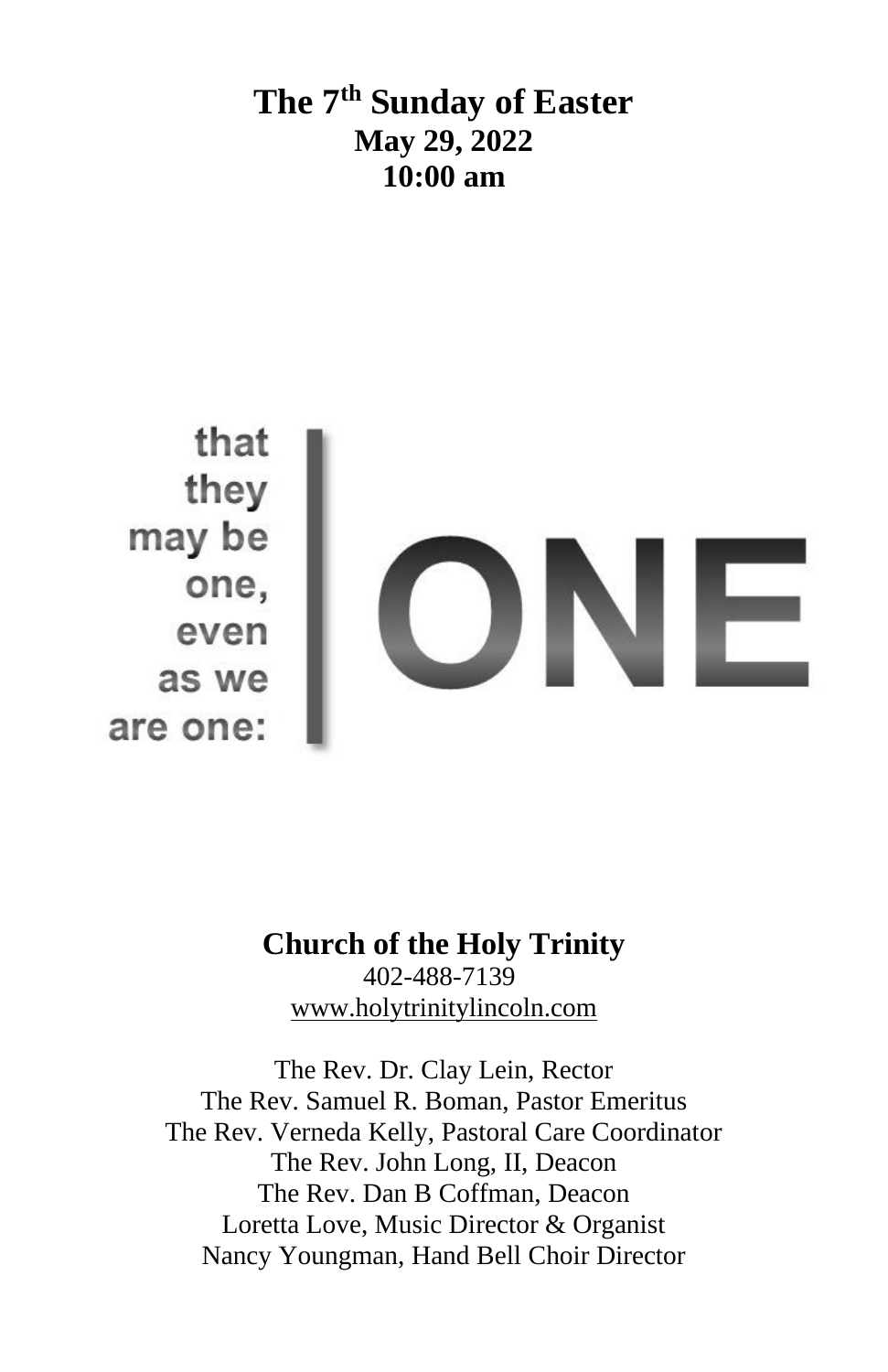# The 7th Sunday of Easter

**May 29, 2022**
**10:00 am**

that
they
may be
one,
even
as we
are one:

ONE

## Church of the Holy Trinity

402-488-7139
www.holytrinitylincoln.com

The Rev. Dr. Clay Lein, Rector
The Rev. Samuel R. Boman, Pastor Emeritus
The Rev. Verneda Kelly, Pastoral Care Coordinator
The Rev. John Long, II, Deacon
The Rev. Dan B Coffman, Deacon
Loretta Love, Music Director & Organist
Nancy Youngman, Hand Bell Choir Director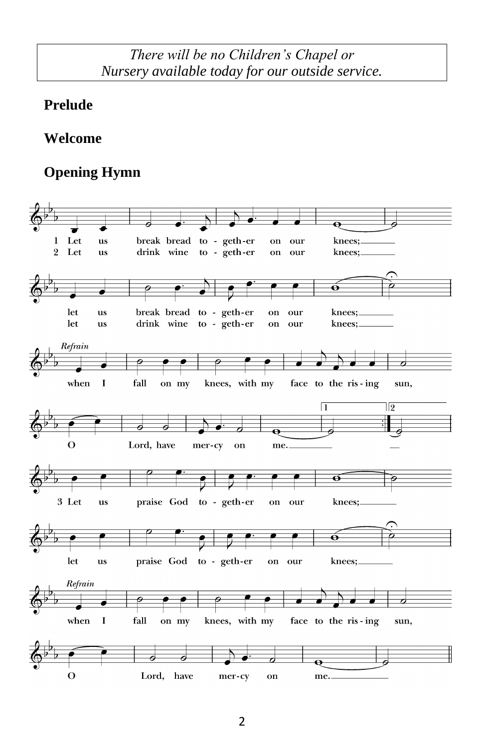*There will be no Children's Chapel or Nursery available today for our outside service.*

**Prelude**

**Welcome**

**Opening Hymn**

1 Let us break bread to-geth-er on our knees;
let us break bread to-geth-er on our knees;

2 Let us drink wine to-geth-er on our knees;
let us drink wine to-geth-er on our knees;

*Refrain*
when I fall on my knees, with my face to the ris-ing sun,
O Lord, have mer-cy on me.

3 Let us praise God to-geth-er on our knees;
let us praise God to-geth-er on our knees;

*Refrain*
when I fall on my knees, with my face to the ris-ing sun,
O Lord, have mer-cy on me.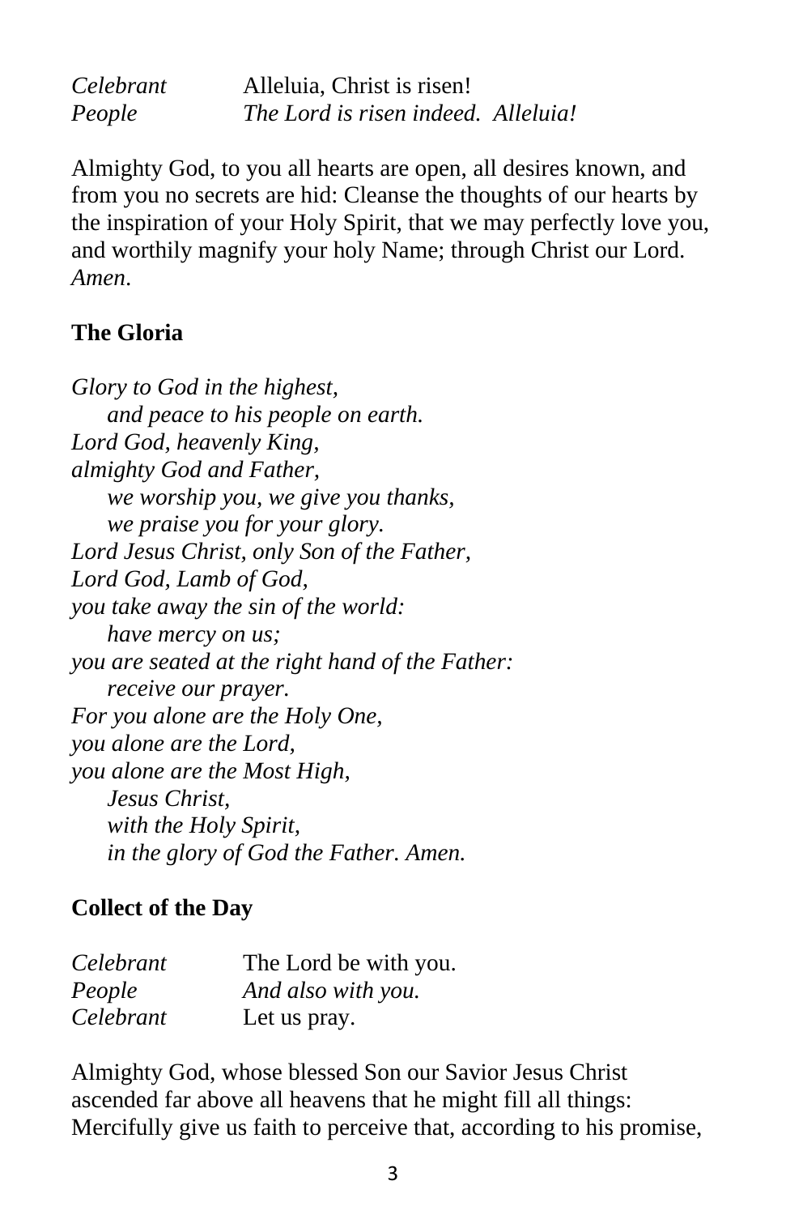*Celebrant* Alleluia, Christ is risen!
*People* *The Lord is risen indeed. Alleluia!*

Almighty God, to you all hearts are open, all desires known, and from you no secrets are hid: Cleanse the thoughts of our hearts by the inspiration of your Holy Spirit, that we may perfectly love you, and worthily magnify your holy Name; through Christ our Lord. *Amen*.

## The Gloria

*Glory to God in the highest,*
*and peace to his people on earth.*
*Lord God, heavenly King,*
*almighty God and Father,*
*we worship you, we give you thanks,*
*we praise you for your glory.*
*Lord Jesus Christ, only Son of the Father,*
*Lord God, Lamb of God,*
*you take away the sin of the world:*
*have mercy on us;*
*you are seated at the right hand of the Father:*
*receive our prayer.*
*For you alone are the Holy One,*
*you alone are the Lord,*
*you alone are the Most High,*
*Jesus Christ,*
*with the Holy Spirit,*
*in the glory of God the Father. Amen.*

## Collect of the Day

*Celebrant* The Lord be with you.
*People* *And also with you.*
*Celebrant* Let us pray.

Almighty God, whose blessed Son our Savior Jesus Christ ascended far above all heavens that he might fill all things: Mercifully give us faith to perceive that, according to his promise,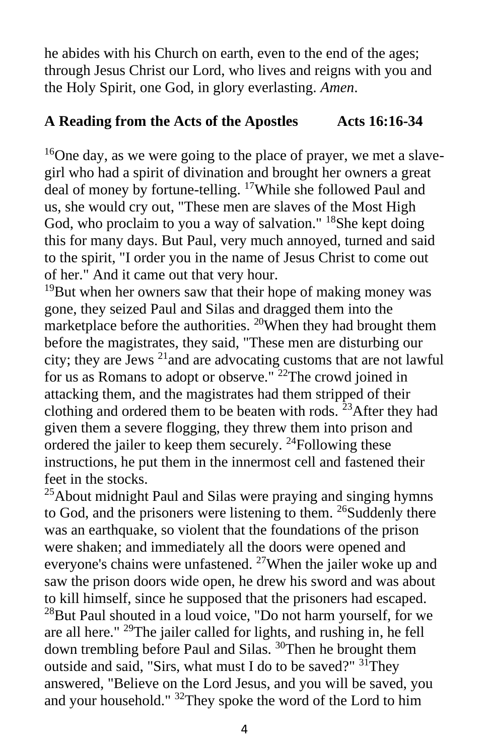he abides with his Church on earth, even to the end of the ages; through Jesus Christ our Lord, who lives and reigns with you and the Holy Spirit, one God, in glory everlasting. *Amen.*

**A Reading from the Acts of the Apostles Acts 16:16-34**

[16]One day, as we were going to the place of prayer, we met a slave-girl who had a spirit of divination and brought her owners a great deal of money by fortune-telling. [17]While she followed Paul and us, she would cry out, "These men are slaves of the Most High God, who proclaim to you a way of salvation." [18]She kept doing this for many days. But Paul, very much annoyed, turned and said to the spirit, "I order you in the name of Jesus Christ to come out of her." And it came out that very hour.

[19]But when her owners saw that their hope of making money was gone, they seized Paul and Silas and dragged them into the marketplace before the authorities. [20]When they had brought them before the magistrates, they said, "These men are disturbing our city; they are Jews [21]and are advocating customs that are not lawful for us as Romans to adopt or observe." [22]The crowd joined in attacking them, and the magistrates had them stripped of their clothing and ordered them to be beaten with rods. [23]After they had given them a severe flogging, they threw them into prison and ordered the jailer to keep them securely. [24]Following these instructions, he put them in the innermost cell and fastened their feet in the stocks.

[25]About midnight Paul and Silas were praying and singing hymns to God, and the prisoners were listening to them. [26]Suddenly there was an earthquake, so violent that the foundations of the prison were shaken; and immediately all the doors were opened and everyone's chains were unfastened. [27]When the jailer woke up and saw the prison doors wide open, he drew his sword and was about to kill himself, since he supposed that the prisoners had escaped. [28]But Paul shouted in a loud voice, "Do not harm yourself, for we are all here." [29]The jailer called for lights, and rushing in, he fell down trembling before Paul and Silas. [30]Then he brought them outside and said, "Sirs, what must I do to be saved?" [31]They answered, "Believe on the Lord Jesus, and you will be saved, you and your household." [32]They spoke the word of the Lord to him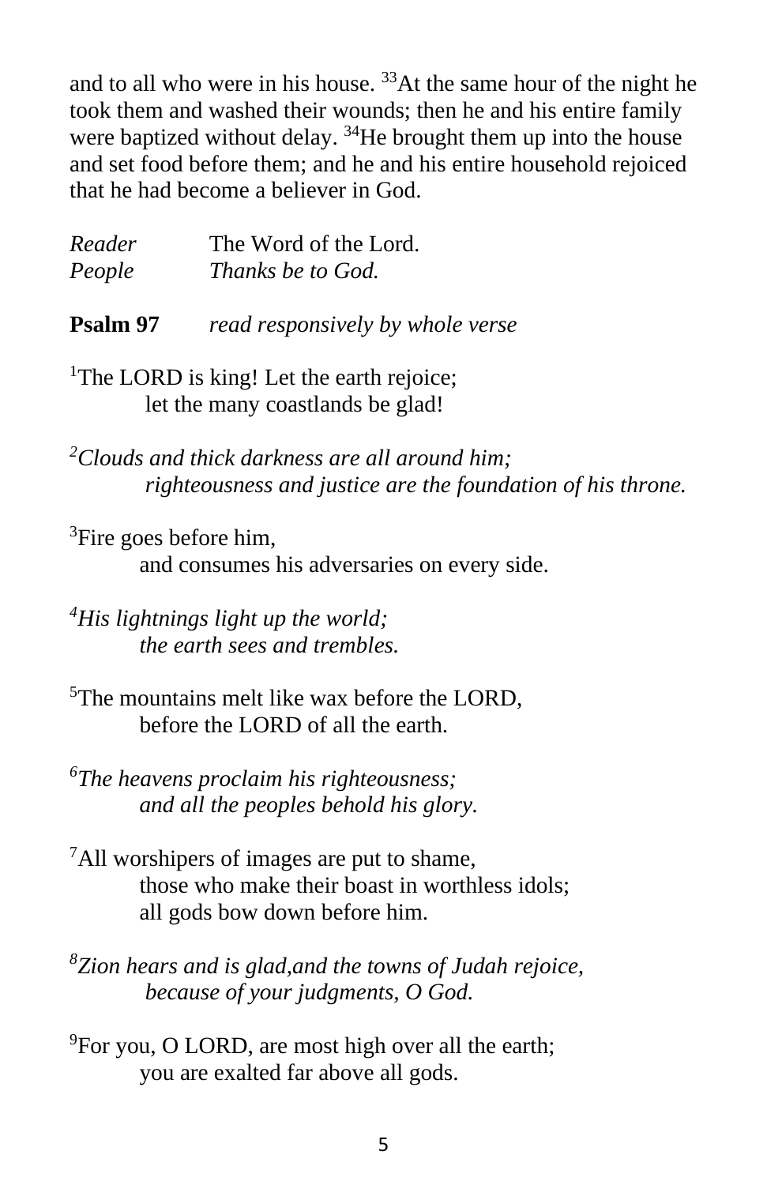and to all who were in his house. [33]At the same hour of the night he took them and washed their wounds; then he and his entire family were baptized without delay. [34]He brought them up into the house and set food before them; and he and his entire household rejoiced that he had become a believer in God.

*Reader* The Word of the Lord.
*People* *Thanks be to God.*

**Psalm 97** *read responsively by whole verse*

[1]The LORD is king! Let the earth rejoice;
let the many coastlands be glad!

*[2]Clouds and thick darkness are all around him;*
*righteousness and justice are the foundation of his throne.*

[3]Fire goes before him,
and consumes his adversaries on every side.

*[4]His lightnings light up the world;*
*the earth sees and trembles.*

[5]The mountains melt like wax before the LORD,
before the LORD of all the earth.

*[6]The heavens proclaim his righteousness;*
*and all the peoples behold his glory.*

[7]All worshipers of images are put to shame,
those who make their boast in worthless idols;
all gods bow down before him.

*[8]Zion hears and is glad,and the towns of Judah rejoice,*
*because of your judgments, O God.*

[9]For you, O LORD, are most high over all the earth;
you are exalted far above all gods.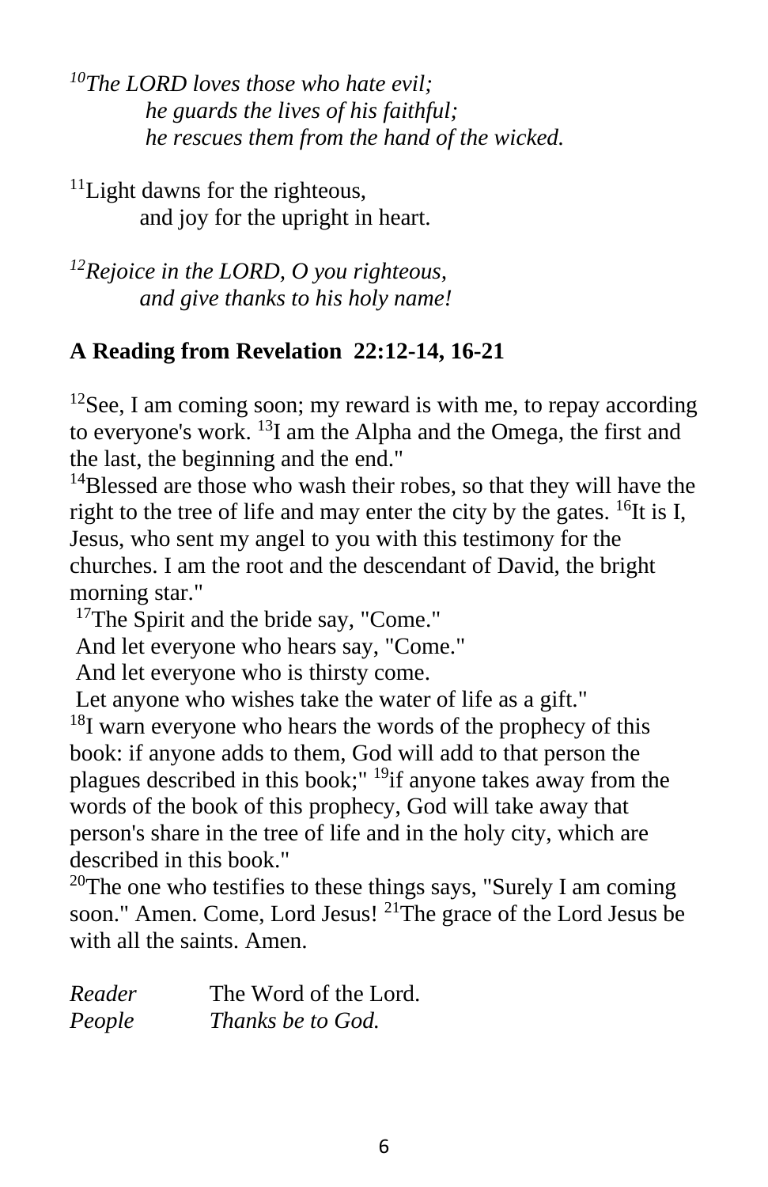*[10]The LORD loves those who hate evil;*
*he guards the lives of his faithful;*
*he rescues them from the hand of the wicked.*

[11]Light dawns for the righteous,
and joy for the upright in heart.

*[12]Rejoice in the LORD, O you righteous,*
*and give thanks to his holy name!*

**A Reading from Revelation 22:12-14, 16-21**

[12]See, I am coming soon; my reward is with me, to repay according to everyone's work. [13]I am the Alpha and the Omega, the first and the last, the beginning and the end."
[14]Blessed are those who wash their robes, so that they will have the right to the tree of life and may enter the city by the gates. [16]It is I, Jesus, who sent my angel to you with this testimony for the churches. I am the root and the descendant of David, the bright morning star."
[17]The Spirit and the bride say, "Come."
And let everyone who hears say, "Come."
And let everyone who is thirsty come.
Let anyone who wishes take the water of life as a gift."
[18]I warn everyone who hears the words of the prophecy of this book: if anyone adds to them, God will add to that person the plagues described in this book;" [19]if anyone takes away from the words of the book of this prophecy, God will take away that person's share in the tree of life and in the holy city, which are described in this book."
[20]The one who testifies to these things says, "Surely I am coming soon." Amen. Come, Lord Jesus! [21]The grace of the Lord Jesus be with all the saints. Amen.

*Reader* The Word of the Lord.
*People* *Thanks be to God.*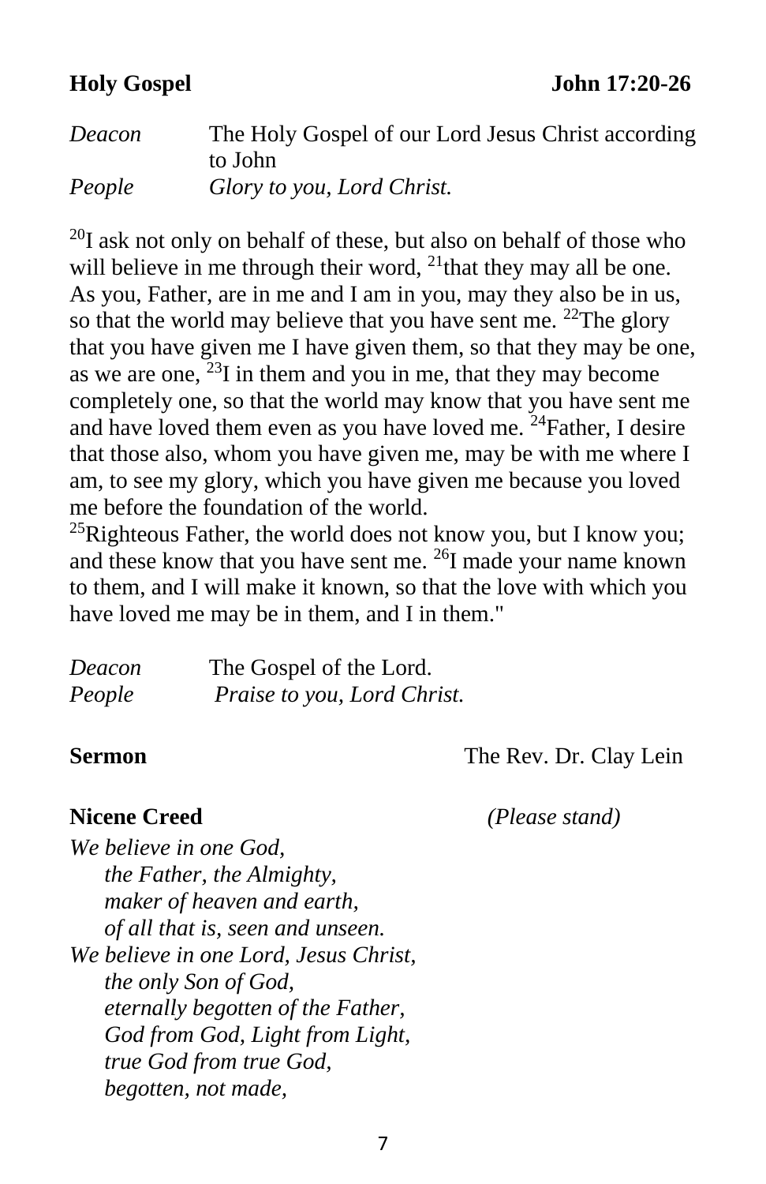**Holy Gospel** **John 17:20-26**

*Deacon* The Holy Gospel of our Lord Jesus Christ according to John
*People* *Glory to you, Lord Christ.*

[20]I ask not only on behalf of these, but also on behalf of those who will believe in me through their word, [21]that they may all be one. As you, Father, are in me and I am in you, may they also be in us, so that the world may believe that you have sent me. [22]The glory that you have given me I have given them, so that they may be one, as we are one, [23]I in them and you in me, that they may become completely one, so that the world may know that you have sent me and have loved them even as you have loved me. [24]Father, I desire that those also, whom you have given me, may be with me where I am, to see my glory, which you have given me because you loved me before the foundation of the world.
[25]Righteous Father, the world does not know you, but I know you; and these know that you have sent me. [26]I made your name known to them, and I will make it known, so that the love with which you have loved me may be in them, and I in them."

*Deacon* The Gospel of the Lord.
*People* *Praise to you, Lord Christ.*

**Sermon** The Rev. Dr. Clay Lein

**Nicene Creed** *(Please stand)*

*We believe in one God,*
*the Father, the Almighty,*
*maker of heaven and earth,*
*of all that is, seen and unseen.*
*We believe in one Lord, Jesus Christ,*
*the only Son of God,*
*eternally begotten of the Father,*
*God from God, Light from Light,*
*true God from true God,*
*begotten, not made,*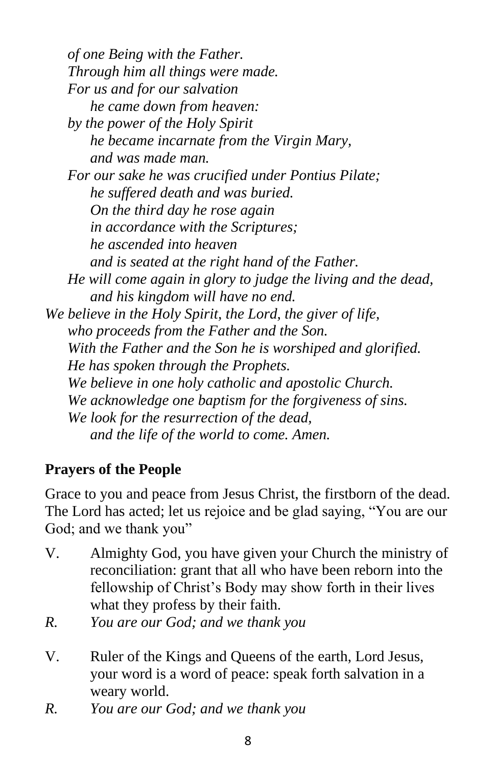*of one Being with the Father.*
*Through him all things were made.*
*For us and for our salvation*
*he came down from heaven:*
*by the power of the Holy Spirit*
*he became incarnate from the Virgin Mary,*
*and was made man.*
*For our sake he was crucified under Pontius Pilate;*
*he suffered death and was buried.*
*On the third day he rose again*
*in accordance with the Scriptures;*
*he ascended into heaven*
*and is seated at the right hand of the Father.*
*He will come again in glory to judge the living and the dead,*
*and his kingdom will have no end.*
*We believe in the Holy Spirit, the Lord, the giver of life,*
*who proceeds from the Father and the Son.*
*With the Father and the Son he is worshiped and glorified.*
*He has spoken through the Prophets.*
*We believe in one holy catholic and apostolic Church.*
*We acknowledge one baptism for the forgiveness of sins.*
*We look for the resurrection of the dead,*
*and the life of the world to come. Amen.*

## Prayers of the People

Grace to you and peace from Jesus Christ, the firstborn of the dead. The Lord has acted; let us rejoice and be glad saying, "You are our God; and we thank you"

V. Almighty God, you have given your Church the ministry of reconciliation: grant that all who have been reborn into the fellowship of Christ's Body may show forth in their lives what they profess by their faith.

*R. You are our God; and we thank you*

V. Ruler of the Kings and Queens of the earth, Lord Jesus, your word is a word of peace: speak forth salvation in a weary world.

*R. You are our God; and we thank you*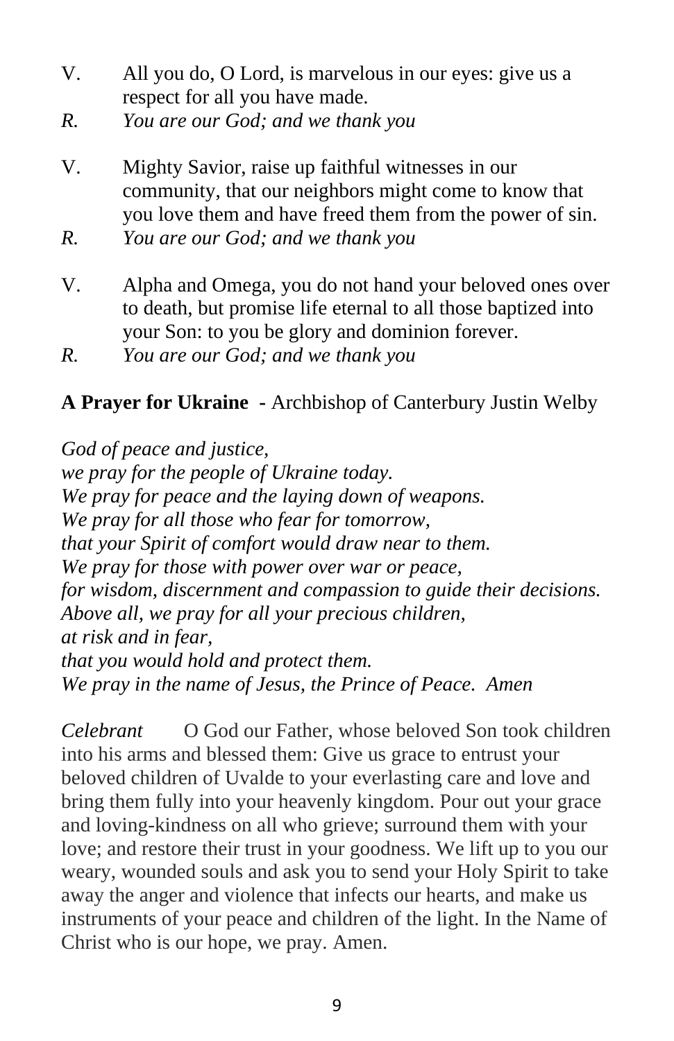V. All you do, O Lord, is marvelous in our eyes: give us a respect for all you have made.

*R. You are our God; and we thank you*

V. Mighty Savior, raise up faithful witnesses in our community, that our neighbors might come to know that you love them and have freed them from the power of sin.

*R. You are our God; and we thank you*

V. Alpha and Omega, you do not hand your beloved ones over to death, but promise life eternal to all those baptized into your Son: to you be glory and dominion forever.

*R. You are our God; and we thank you*

**A Prayer for Ukraine -** Archbishop of Canterbury Justin Welby

*God of peace and justice,*
*we pray for the people of Ukraine today.*
*We pray for peace and the laying down of weapons.*
*We pray for all those who fear for tomorrow,*
*that your Spirit of comfort would draw near to them.*
*We pray for those with power over war or peace,*
*for wisdom, discernment and compassion to guide their decisions.*
*Above all, we pray for all your precious children,*
*at risk and in fear,*
*that you would hold and protect them.*
*We pray in the name of Jesus, the Prince of Peace. Amen*

*Celebrant* O God our Father, whose beloved Son took children into his arms and blessed them: Give us grace to entrust your beloved children of Uvalde to your everlasting care and love and bring them fully into your heavenly kingdom. Pour out your grace and loving-kindness on all who grieve; surround them with your love; and restore their trust in your goodness. We lift up to you our weary, wounded souls and ask you to send your Holy Spirit to take away the anger and violence that infects our hearts, and make us instruments of your peace and children of the light. In the Name of Christ who is our hope, we pray. Amen.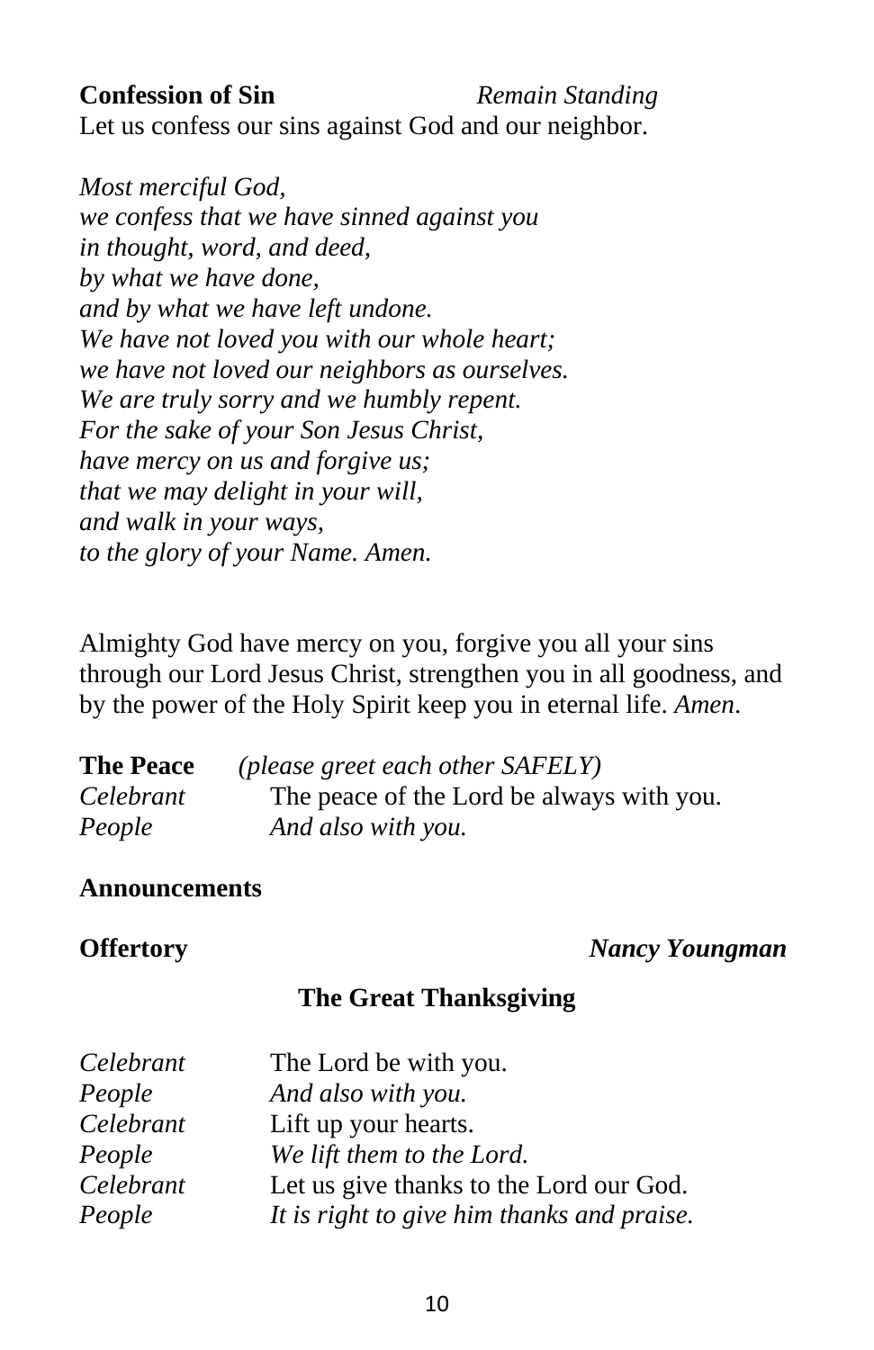**Confession of Sin** *Remain Standing*

Let us confess our sins against God and our neighbor.

*Most merciful God,*
*we confess that we have sinned against you*
*in thought, word, and deed,*
*by what we have done,*
*and by what we have left undone.*
*We have not loved you with our whole heart;*
*we have not loved our neighbors as ourselves.*
*We are truly sorry and we humbly repent.*
*For the sake of your Son Jesus Christ,*
*have mercy on us and forgive us;*
*that we may delight in your will,*
*and walk in your ways,*
*to the glory of your Name. Amen.*

Almighty God have mercy on you, forgive you all your sins through our Lord Jesus Christ, strengthen you in all goodness, and by the power of the Holy Spirit keep you in eternal life. *Amen*.

**The Peace** *(please greet each other SAFELY)*

*Celebrant* The peace of the Lord be always with you.
*People* *And also with you.*

**Announcements**

**Offertory** ***Nancy Youngman***

## The Great Thanksgiving

*Celebrant* The Lord be with you.
*People* *And also with you.*
*Celebrant* Lift up your hearts.
*People* *We lift them to the Lord.*
*Celebrant* Let us give thanks to the Lord our God.
*People* *It is right to give him thanks and praise.*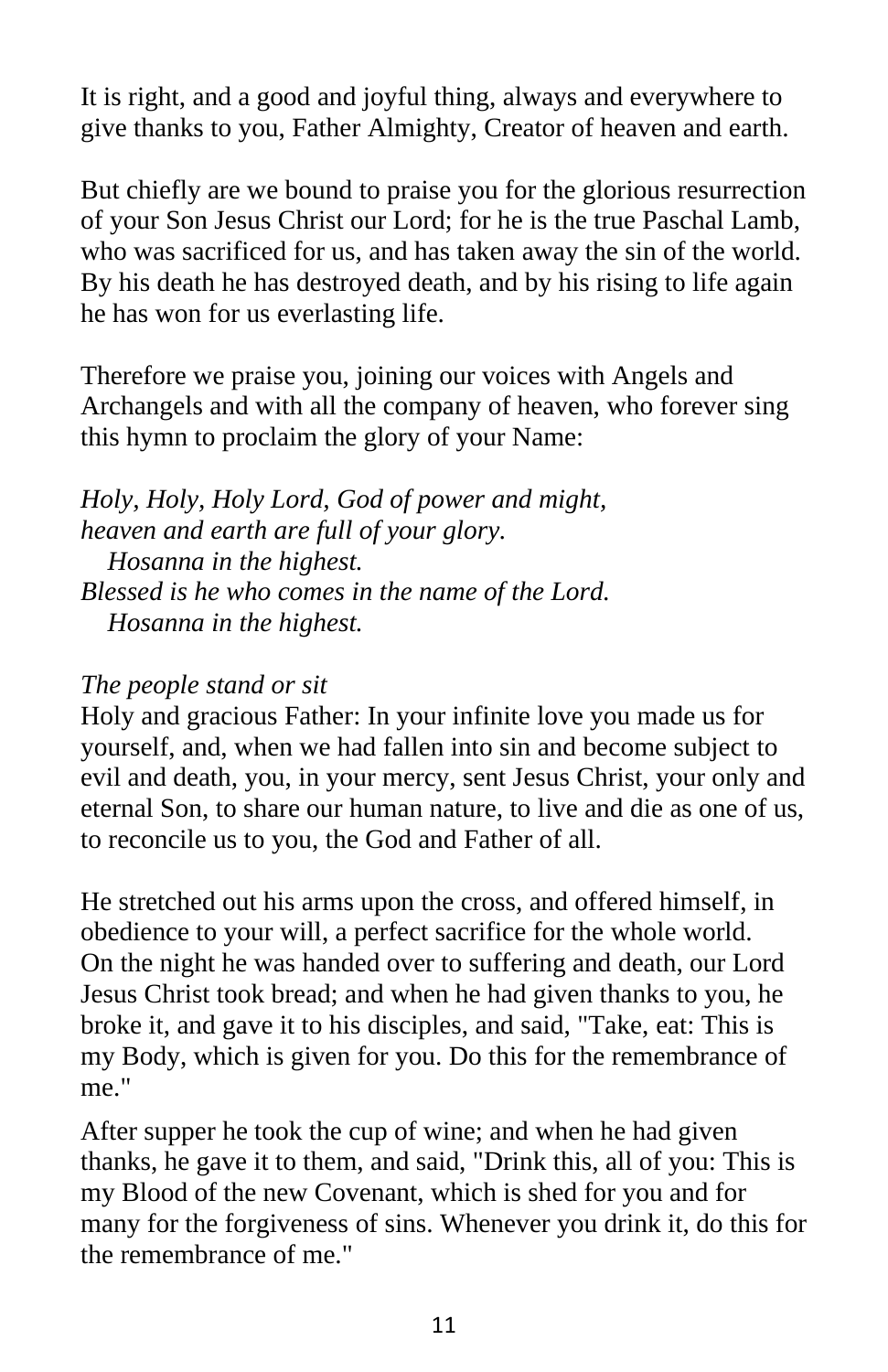It is right, and a good and joyful thing, always and everywhere to give thanks to you, Father Almighty, Creator of heaven and earth.

But chiefly are we bound to praise you for the glorious resurrection of your Son Jesus Christ our Lord; for he is the true Paschal Lamb, who was sacrificed for us, and has taken away the sin of the world. By his death he has destroyed death, and by his rising to life again he has won for us everlasting life.

Therefore we praise you, joining our voices with Angels and Archangels and with all the company of heaven, who forever sing this hymn to proclaim the glory of your Name:

*Holy, Holy, Holy Lord, God of power and might,*
*heaven and earth are full of your glory.*
*Hosanna in the highest.*
*Blessed is he who comes in the name of the Lord.*
*Hosanna in the highest.*

*The people stand or sit*

Holy and gracious Father: In your infinite love you made us for yourself, and, when we had fallen into sin and become subject to evil and death, you, in your mercy, sent Jesus Christ, your only and eternal Son, to share our human nature, to live and die as one of us, to reconcile us to you, the God and Father of all.

He stretched out his arms upon the cross, and offered himself, in obedience to your will, a perfect sacrifice for the whole world. On the night he was handed over to suffering and death, our Lord Jesus Christ took bread; and when he had given thanks to you, he broke it, and gave it to his disciples, and said, "Take, eat: This is my Body, which is given for you. Do this for the remembrance of me."

After supper he took the cup of wine; and when he had given thanks, he gave it to them, and said, "Drink this, all of you: This is my Blood of the new Covenant, which is shed for you and for many for the forgiveness of sins. Whenever you drink it, do this for the remembrance of me."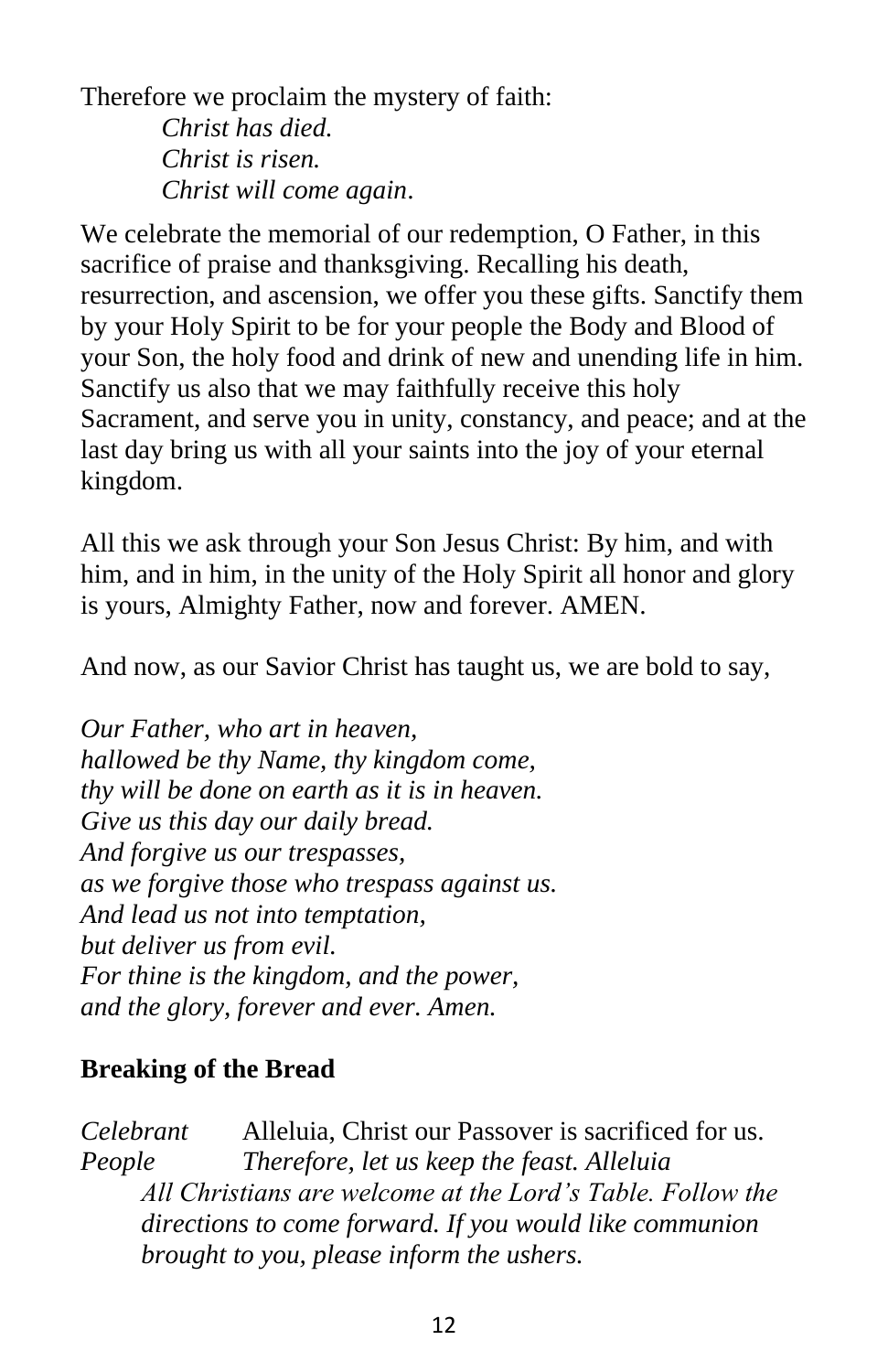Therefore we proclaim the mystery of faith:

> *Christ has died.*
> *Christ is risen.*
> *Christ will come again*.

We celebrate the memorial of our redemption, O Father, in this sacrifice of praise and thanksgiving. Recalling his death, resurrection, and ascension, we offer you these gifts. Sanctify them by your Holy Spirit to be for your people the Body and Blood of your Son, the holy food and drink of new and unending life in him. Sanctify us also that we may faithfully receive this holy Sacrament, and serve you in unity, constancy, and peace; and at the last day bring us with all your saints into the joy of your eternal kingdom.

All this we ask through your Son Jesus Christ: By him, and with him, and in him, in the unity of the Holy Spirit all honor and glory is yours, Almighty Father, now and forever. AMEN.

And now, as our Savior Christ has taught us, we are bold to say,

*Our Father, who art in heaven,*
*hallowed be thy Name, thy kingdom come,*
*thy will be done on earth as it is in heaven.*
*Give us this day our daily bread.*
*And forgive us our trespasses,*
*as we forgive those who trespass against us.*
*And lead us not into temptation,*
*but deliver us from evil.*
*For thine is the kingdom, and the power,*
*and the glory, forever and ever. Amen.*

**Breaking of the Bread**

*Celebrant* Alleluia, Christ our Passover is sacrificed for us.
*People* *Therefore, let us keep the feast. Alleluia*

> *All Christians are welcome at the Lord's Table. Follow the directions to come forward. If you would like communion brought to you, please inform the ushers.*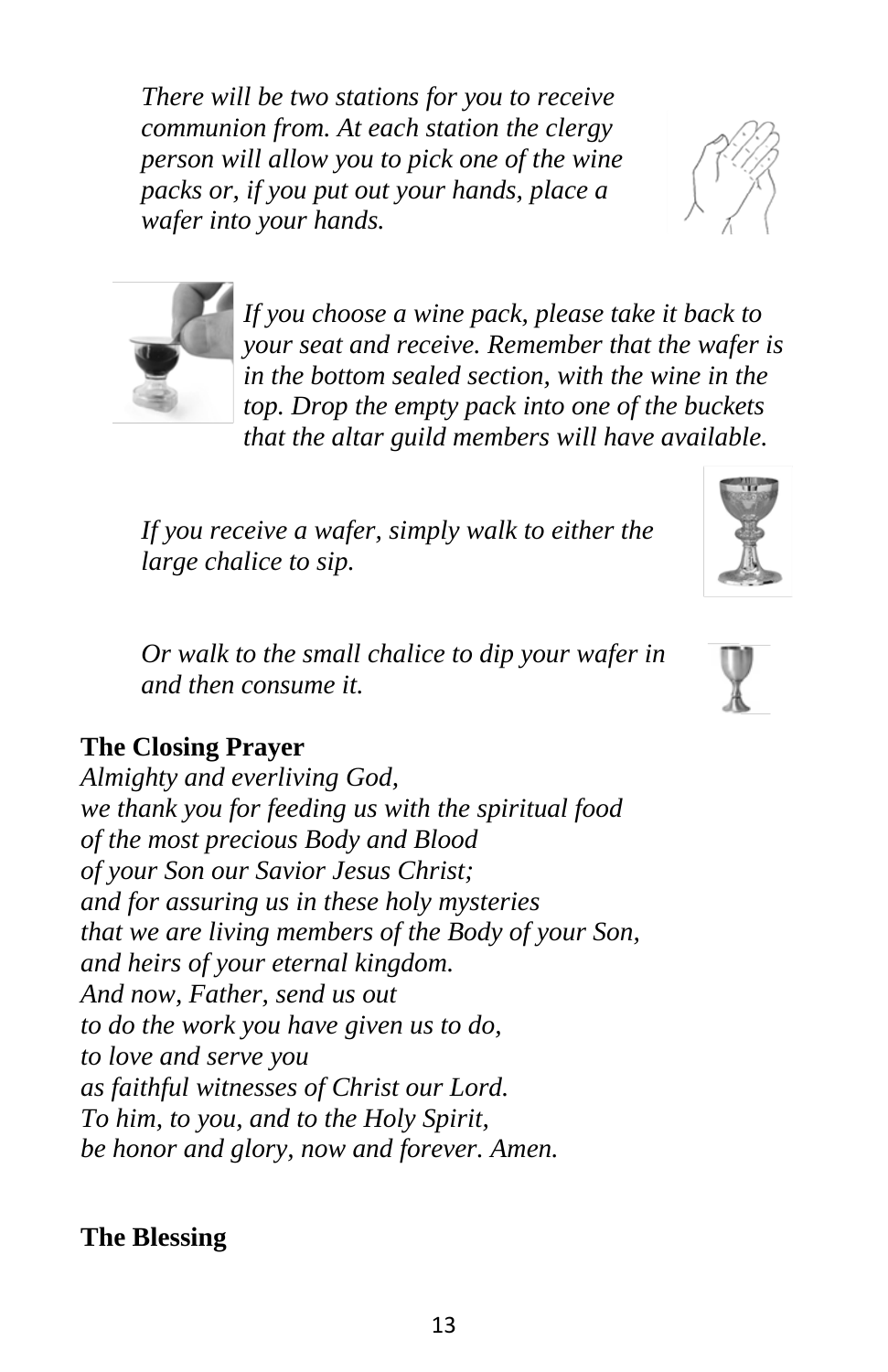*There will be two stations for you to receive communion from. At each station the clergy person will allow you to pick one of the wine packs or, if you put out your hands, place a wafer into your hands.*

*If you choose a wine pack, please take it back to your seat and receive. Remember that the wafer is in the bottom sealed section, with the wine in the top. Drop the empty pack into one of the buckets that the altar guild members will have available.*

*If you receive a wafer, simply walk to either the large chalice to sip.*

*Or walk to the small chalice to dip your wafer in and then consume it.*

**The Closing Prayer**

*Almighty and everliving God,*
*we thank you for feeding us with the spiritual food*
*of the most precious Body and Blood*
*of your Son our Savior Jesus Christ;*
*and for assuring us in these holy mysteries*
*that we are living members of the Body of your Son,*
*and heirs of your eternal kingdom.*
*And now, Father, send us out*
*to do the work you have given us to do,*
*to love and serve you*
*as faithful witnesses of Christ our Lord.*
*To him, to you, and to the Holy Spirit,*
*be honor and glory, now and forever. Amen.*

**The Blessing**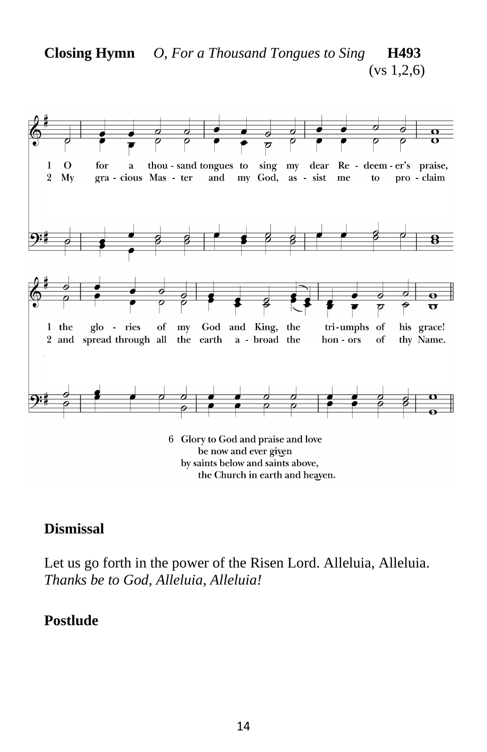**Closing Hymn** *O, For a Thousand Tongues to Sing* **H493**
(vs 1,2,6)

1 O for a thou - sand tongues to sing my dear Re - deem - er's praise,
the glo - ries of my God and King, the tri - umphs of his grace!

2 My gra - cious Mas - ter and my God, as - sist me to pro - claim
and spread through all the earth a - broad the hon - ors of thy Name.

6 Glory to God and praise and love
be now and ever given
by saints below and saints above,
the Church in earth and heaven.

**Dismissal**

Let us go forth in the power of the Risen Lord. Alleluia, Alleluia.
*Thanks be to God, Alleluia, Alleluia!*

**Postlude**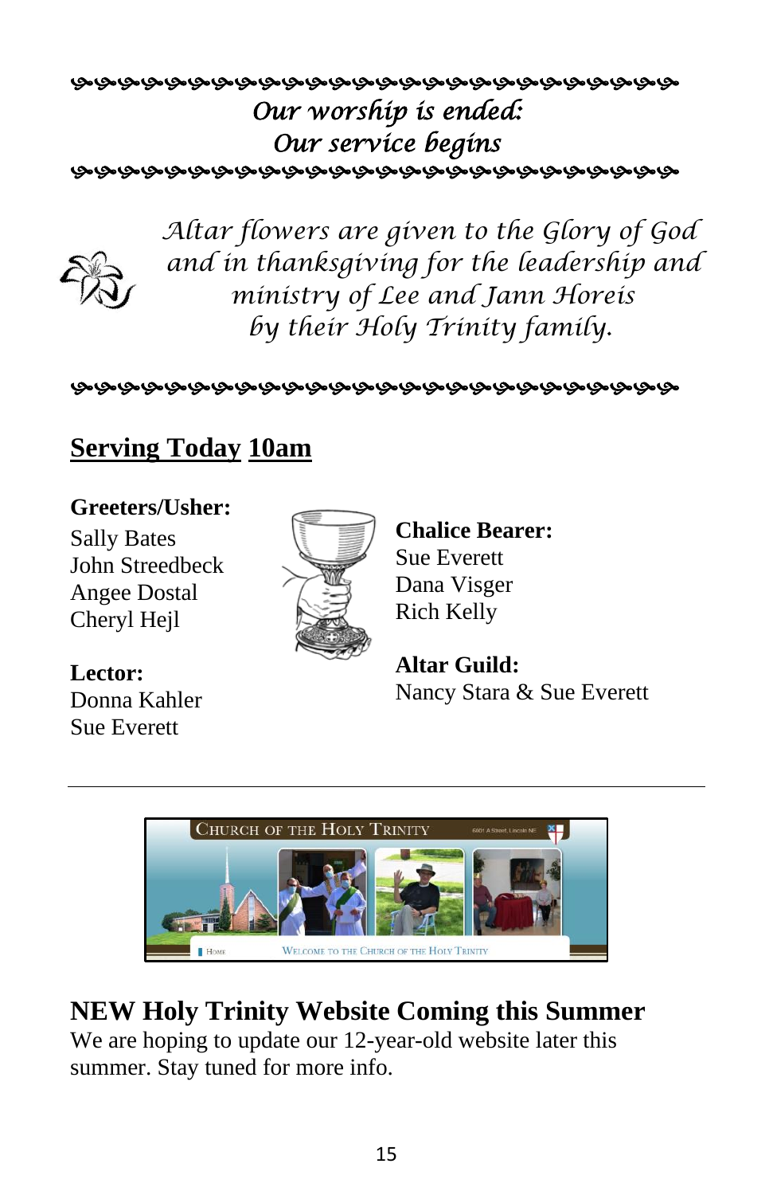*Our worship is ended:*
*Our service begins*

*Altar flowers are given to the Glory of God and in thanksgiving for the leadership and ministry of Lee and Jann Horeis by their Holy Trinity family.*

## Serving Today 10am

**Greeters/Usher:**
Sally Bates
John Streedbeck
Angee Dostal
Cheryl Hejl

**Lector:**
Donna Kahler
Sue Everett

**Chalice Bearer:**
Sue Everett
Dana Visger
Rich Kelly

**Altar Guild:**
Nancy Stara & Sue Everett

---

## NEW Holy Trinity Website Coming this Summer

We are hoping to update our 12-year-old website later this summer. Stay tuned for more info.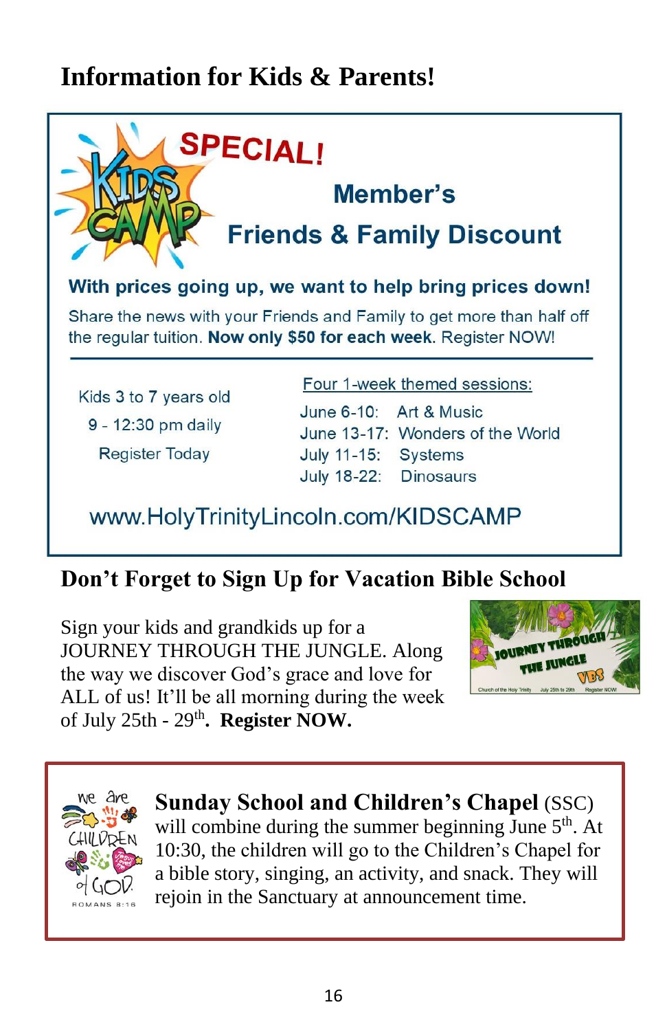# Information for Kids & Parents!

**SPECIAL!**

**Member's**

**Friends & Family Discount**

**With prices going up, we want to help bring prices down!**

Share the news with your Friends and Family to get more than half off the regular tuition. **Now only $50 for each week.** Register NOW!

Kids 3 to 7 years old

9 - 12:30 pm daily

Register Today

Four 1-week themed sessions:

- June 6-10: Art & Music
- June 13-17: Wonders of the World
- July 11-15: Systems
- July 18-22: Dinosaurs

www.HolyTrinityLincoln.com/KIDSCAMP

## Don't Forget to Sign Up for Vacation Bible School

Sign your kids and grandkids up for a JOURNEY THROUGH THE JUNGLE. Along the way we discover God's grace and love for ALL of us! It'll be all morning during the week of July 25th - 29th. **Register NOW.**

**Sunday School and Children's Chapel** (SSC) will combine during the summer beginning June 5th. At 10:30, the children will go to the Children's Chapel for a bible story, singing, an activity, and snack. They will rejoin in the Sanctuary at announcement time.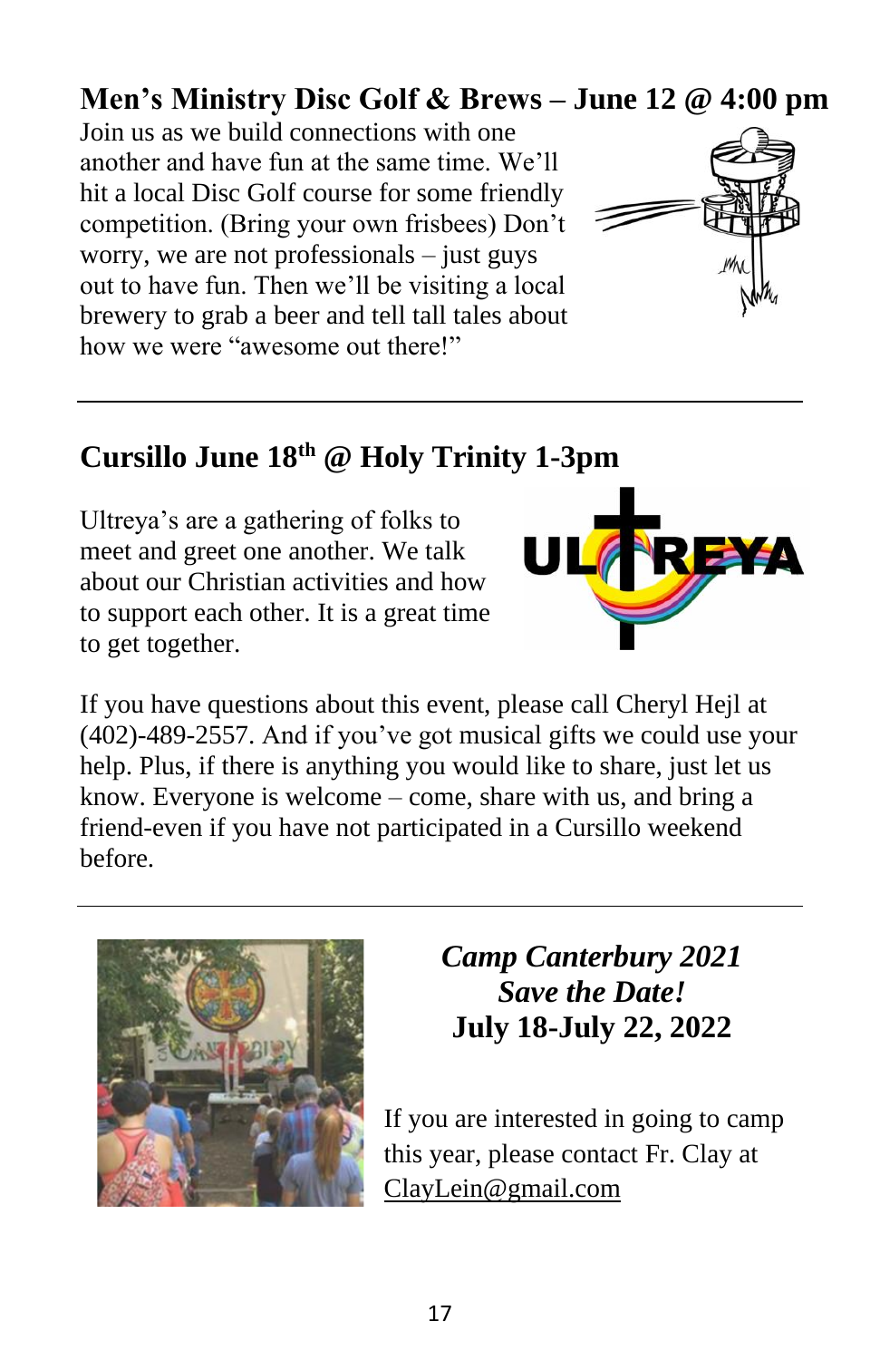## Men’s Ministry Disc Golf & Brews – June 12 @ 4:00 pm

Join us as we build connections with one another and have fun at the same time. We’ll hit a local Disc Golf course for some friendly competition. (Bring your own frisbees) Don’t worry, we are not professionals – just guys out to have fun. Then we’ll be visiting a local brewery to grab a beer and tell tall tales about how we were “awesome out there!”

---

## Cursillo June 18th @ Holy Trinity 1-3pm

Ultreya’s are a gathering of folks to meet and greet one another. We talk about our Christian activities and how to support each other. It is a great time to get together.

If you have questions about this event, please call Cheryl Hejl at (402)-489-2557. And if you’ve got musical gifts we could use your help. Plus, if there is anything you would like to share, just let us know. Everyone is welcome – come, share with us, and bring a friend-even if you have not participated in a Cursillo weekend before.

---

***Camp Canterbury 2021***
***Save the Date!***
**July 18-July 22, 2022**

If you are interested in going to camp this year, please contact Fr. Clay at ClayLein@gmail.com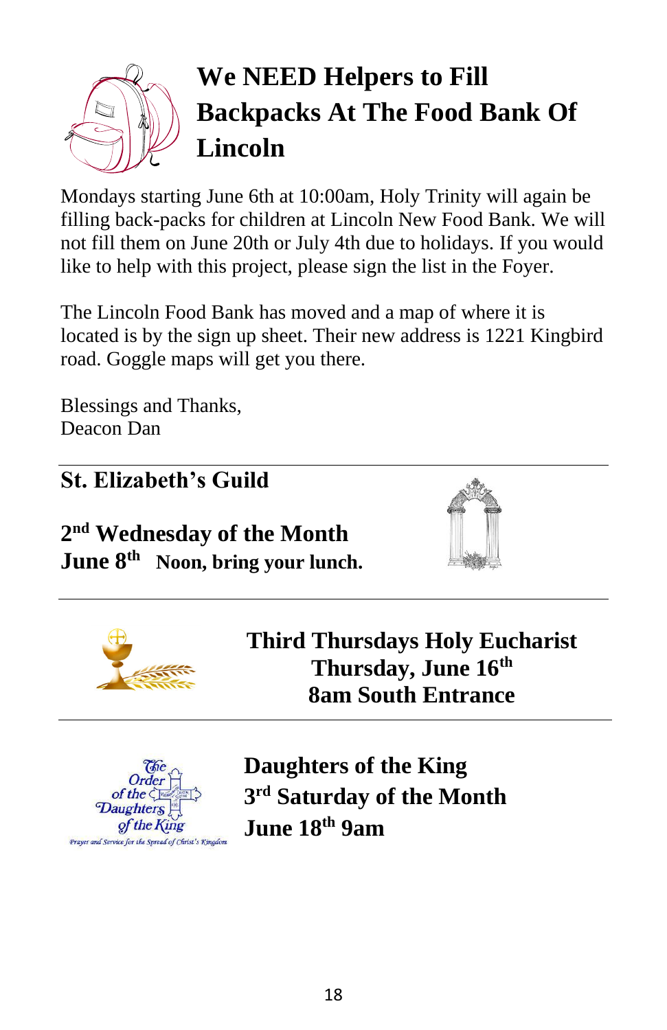# We NEED Helpers to Fill Backpacks At The Food Bank Of Lincoln

Mondays starting June 6th at 10:00am, Holy Trinity will again be filling back-packs for children at Lincoln New Food Bank. We will not fill them on June 20th or July 4th due to holidays. If you would like to help with this project, please sign the list in the Foyer.

The Lincoln Food Bank has moved and a map of where it is located is by the sign up sheet. Their new address is 1221 Kingbird road. Goggle maps will get you there.

Blessings and Thanks,
Deacon Dan

---

## St. Elizabeth's Guild

**2nd Wednesday of the Month**
**June 8th Noon, bring your lunch.**

---

**Third Thursdays Holy Eucharist**
**Thursday, June 16th**
**8am South Entrance**

---

**Daughters of the King**
**3rd Saturday of the Month**
**June 18th 9am**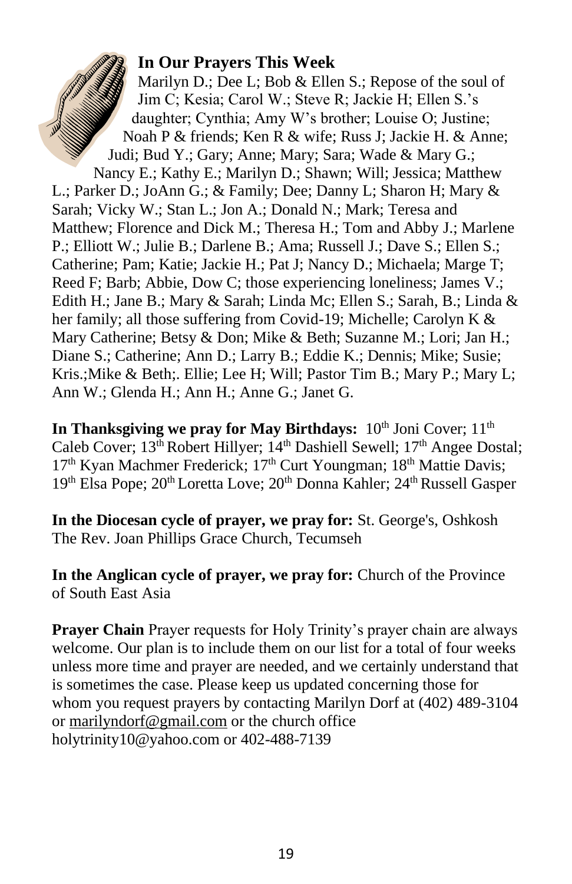### In Our Prayers This Week

Marilyn D.; Dee L; Bob & Ellen S.; Repose of the soul of Jim C; Kesia; Carol W.; Steve R; Jackie H; Ellen S.'s daughter; Cynthia; Amy W's brother; Louise O; Justine; Noah P & friends; Ken R & wife; Russ J; Jackie H. & Anne; Judi; Bud Y.; Gary; Anne; Mary; Sara; Wade & Mary G.; Nancy E.; Kathy E.; Marilyn D.; Shawn; Will; Jessica; Matthew L.; Parker D.; JoAnn G.; & Family; Dee; Danny L; Sharon H; Mary & Sarah; Vicky W.; Stan L.; Jon A.; Donald N.; Mark; Teresa and Matthew; Florence and Dick M.; Theresa H.; Tom and Abby J.; Marlene P.; Elliott W.; Julie B.; Darlene B.; Ama; Russell J.; Dave S.; Ellen S.; Catherine; Pam; Katie; Jackie H.; Pat J; Nancy D.; Michaela; Marge T; Reed F; Barb; Abbie, Dow C; those experiencing loneliness; James V.; Edith H.; Jane B.; Mary & Sarah; Linda Mc; Ellen S.; Sarah, B.; Linda & her family; all those suffering from Covid-19; Michelle; Carolyn K & Mary Catherine; Betsy & Don; Mike & Beth; Suzanne M.; Lori; Jan H.; Diane S.; Catherine; Ann D.; Larry B.; Eddie K.; Dennis; Mike; Susie; Kris.;Mike & Beth;. Ellie; Lee H; Will; Pastor Tim B.; Mary P.; Mary L; Ann W.; Glenda H.; Ann H.; Anne G.; Janet G.

**In Thanksgiving we pray for May Birthdays:** 10th Joni Cover; 11th Caleb Cover; 13th Robert Hillyer; 14th Dashiell Sewell; 17th Angee Dostal; 17th Kyan Machmer Frederick; 17th Curt Youngman; 18th Mattie Davis; 19th Elsa Pope; 20th Loretta Love; 20th Donna Kahler; 24th Russell Gasper

**In the Diocesan cycle of prayer, we pray for:** St. George's, Oshkosh The Rev. Joan Phillips Grace Church, Tecumseh

**In the Anglican cycle of prayer, we pray for:** Church of the Province of South East Asia

**Prayer Chain** Prayer requests for Holy Trinity's prayer chain are always welcome. Our plan is to include them on our list for a total of four weeks unless more time and prayer are needed, and we certainly understand that is sometimes the case. Please keep us updated concerning those for whom you request prayers by contacting Marilyn Dorf at (402) 489-3104 or marilyndorf@gmail.com or the church office holytrinity10@yahoo.com or 402-488-7139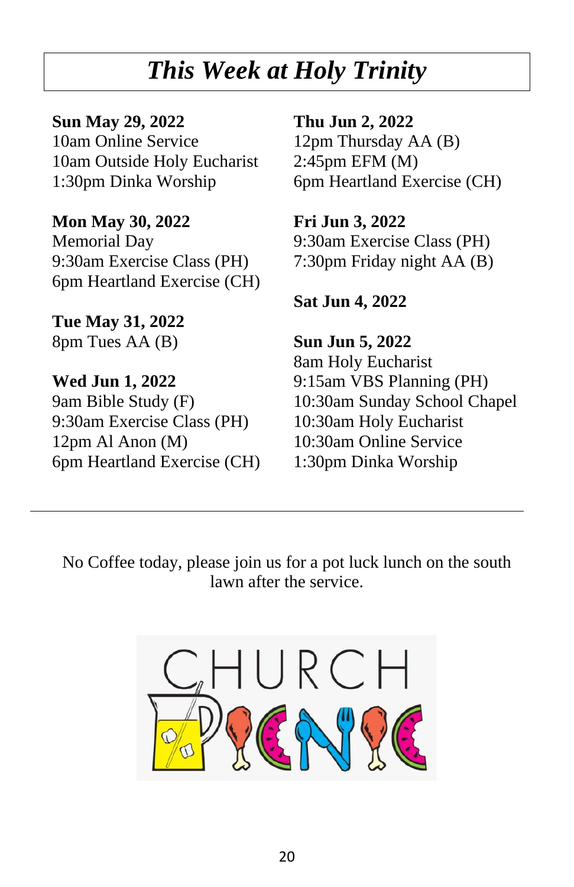# *This Week at Holy Trinity*

**Sun May 29, 2022**
10am Online Service
10am Outside Holy Eucharist
1:30pm Dinka Worship

**Mon May 30, 2022**
Memorial Day
9:30am Exercise Class (PH)
6pm Heartland Exercise (CH)

**Tue May 31, 2022**
8pm Tues AA (B)

**Wed Jun 1, 2022**
9am Bible Study (F)
9:30am Exercise Class (PH)
12pm Al Anon (M)
6pm Heartland Exercise (CH)

**Thu Jun 2, 2022**
12pm Thursday AA (B)
2:45pm EFM (M)
6pm Heartland Exercise (CH)

**Fri Jun 3, 2022**
9:30am Exercise Class (PH)
7:30pm Friday night AA (B)

**Sat Jun 4, 2022**

**Sun Jun 5, 2022**
8am Holy Eucharist
9:15am VBS Planning (PH)
10:30am Sunday School Chapel
10:30am Holy Eucharist
10:30am Online Service
1:30pm Dinka Worship

---

No Coffee today, please join us for a pot luck lunch on the south lawn after the service.

CHURCH PICNIC